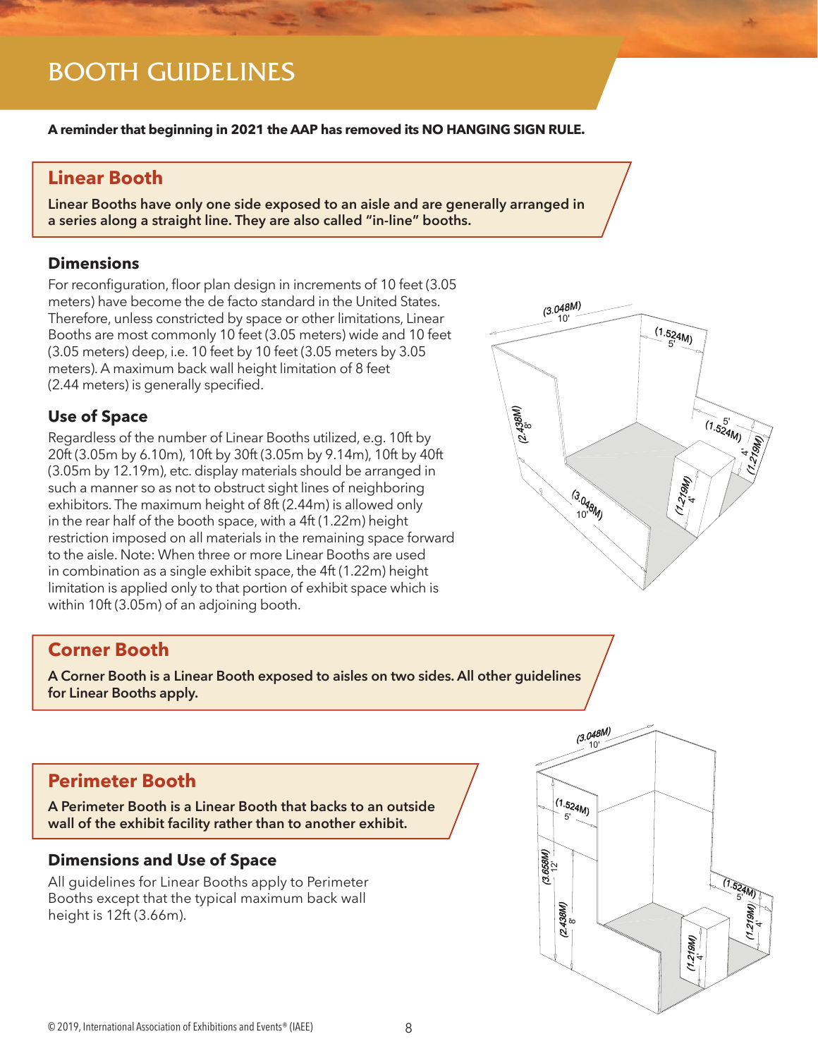# BOOTH GUIDELINES

**A reminder that beginning in 2021 the AAP has removed its NO HANGING SIGN RULE.**

## Linear Booth

**Linear Booths have only one side exposed to an aisle and are generally arranged in a series along a straight line. They are also called "in-line" booths.**

### Dimensions

For reconfiguration, floor plan design in increments of 10 feet (3.05 meters) have become the de facto standard in the United States. Therefore, unless constricted by space or other limitations, Linear Booths are most commonly 10 feet (3.05 meters) wide and 10 feet (3.05 meters) deep, i.e. 10 feet by 10 feet (3.05 meters by 3.05 meters). A maximum back wall height limitation of 8 feet (2.44 meters) is generally specified.

### Use of Space

Regardless of the number of Linear Booths utilized, e.g. 10ft by 20ft (3.05m by 6.10m), 10ft by 30ft (3.05m by 9.14m), 10ft by 40ft (3.05m by 12.19m), etc. display materials should be arranged in such a manner so as not to obstruct sight lines of neighboring exhibitors. The maximum height of 8ft (2.44m) is allowed only in the rear half of the booth space, with a 4ft (1.22m) height restriction imposed on all materials in the remaining space forward to the aisle. Note: When three or more Linear Booths are used in combination as a single exhibit space, the 4ft (1.22m) height limitation is applied only to that portion of exhibit space which is within 10ft (3.05m) of an adjoining booth.

## Corner Booth

**A Corner Booth is a Linear Booth exposed to aisles on two sides. All other guidelines for Linear Booths apply.**

## Perimeter Booth

**A Perimeter Booth is a Linear Booth that backs to an outside wall of the exhibit facility rather than to another exhibit.**

### Dimensions and Use of Space

All guidelines for Linear Booths apply to Perimeter Booths except that the typical maximum back wall height is 12ft (3.66m).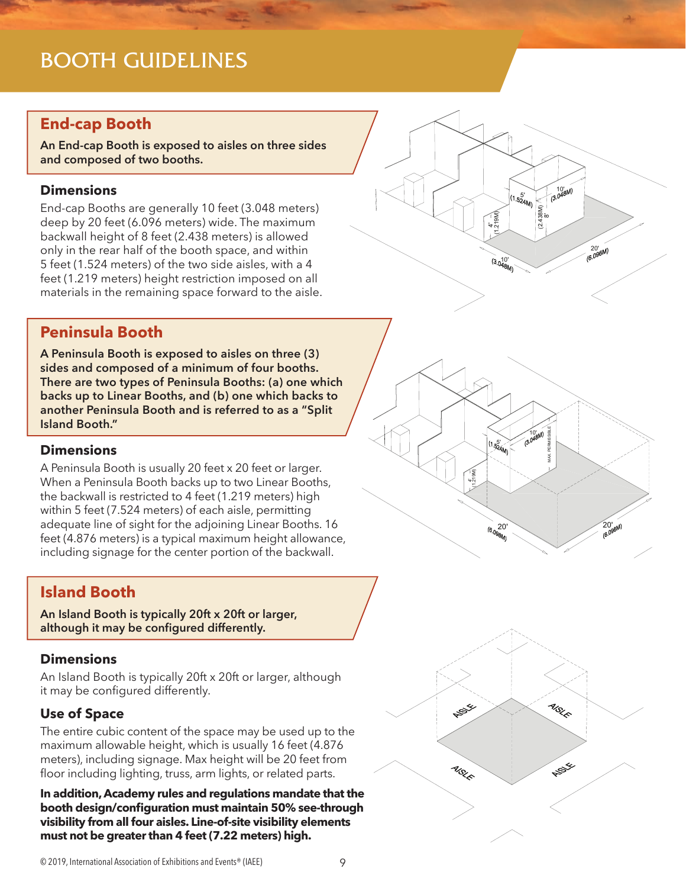# BOOTH GUIDELINES

## End-cap Booth

**An End-cap Booth is exposed to aisles on three sides and composed of two booths.**

### Dimensions

End-cap Booths are generally 10 feet (3.048 meters) deep by 20 feet (6.096 meters) wide. The maximum backwall height of 8 feet (2.438 meters) is allowed only in the rear half of the booth space, and within 5 feet (1.524 meters) of the two side aisles, with a 4 feet (1.219 meters) height restriction imposed on all materials in the remaining space forward to the aisle.

5' (1.524M)
10' (3.048M)
8' (2.438M)
4' (1.219M)
10' (3.048M)
20' (6.096M)

## Peninsula Booth

**A Peninsula Booth is exposed to aisles on three (3) sides and composed of a minimum of four booths. There are two types of Peninsula Booths: (a) one which backs up to Linear Booths, and (b) one which backs to another Peninsula Booth and is referred to as a "Split Island Booth."**

### Dimensions

A Peninsula Booth is usually 20 feet x 20 feet or larger. When a Peninsula Booth backs up to two Linear Booths, the backwall is restricted to 4 feet (1.219 meters) high within 5 feet (7.524 meters) of each aisle, permitting adequate line of sight for the adjoining Linear Booths. 16 feet (4.876 meters) is a typical maximum height allowance, including signage for the center portion of the backwall.

5' (1.524M)
10' (3.048M)
MAX PERMISSIBLE
4' (1.219M)
20' (6.096M)
20' (6.096M)

## Island Booth

**An Island Booth is typically 20ft x 20ft or larger, although it may be configured differently.**

### Dimensions

An Island Booth is typically 20ft x 20ft or larger, although it may be configured differently.

### Use of Space

The entire cubic content of the space may be used up to the maximum allowable height, which is usually 16 feet (4.876 meters), including signage. Max height will be 20 feet from floor including lighting, truss, arm lights, or related parts.

**In addition, Academy rules and regulations mandate that the booth design/configuration must maintain 50% see-through visibility from all four aisles. Line-of-site visibility elements must not be greater than 4 feet (7.22 meters) high.**

AISLE
AISLE
AISLE
AISLE

© 2019, International Association of Exhibitions and Events® (IAEE)